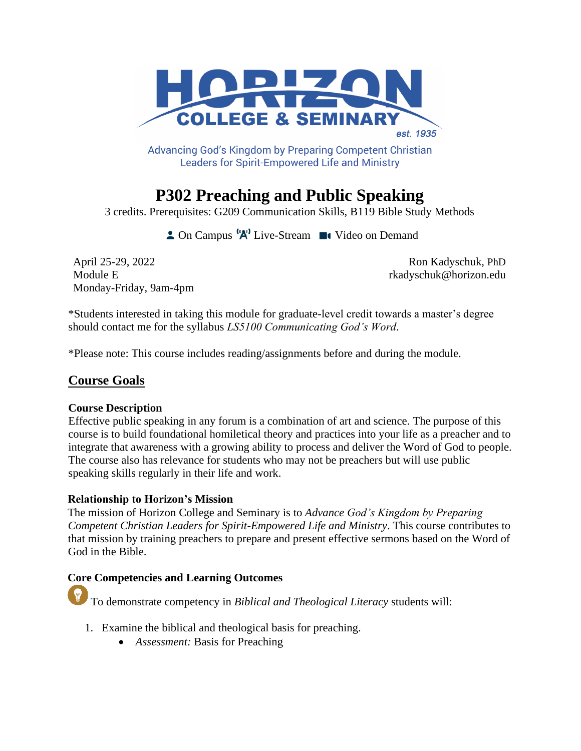Advancing God's Kingdom by Preparing Competent Christian Leaders for Spirit-Empowered Life and Ministry

# P302 Preaching and Public Speaking

3 credits. Prerequisites: G209 Communication Skills, B119 Bible Study Methods

On Campus  Live-Stream  Video on Demand

April 25-29, 2022
Module E
Monday-Friday, 9am-4pm

Ron Kadyschuk, PhD
rkadyschuk@horizon.edu

*Students interested in taking this module for graduate-level credit towards a master's degree should contact me for the syllabus *LS5100 Communicating God's Word*.

*Please note: This course includes reading/assignments before and during the module.

## Course Goals

### Course Description

Effective public speaking in any forum is a combination of art and science. The purpose of this course is to build foundational homiletical theory and practices into your life as a preacher and to integrate that awareness with a growing ability to process and deliver the Word of God to people. The course also has relevance for students who may not be preachers but will use public speaking skills regularly in their life and work.

### Relationship to Horizon's Mission

The mission of Horizon College and Seminary is to *Advance God's Kingdom by Preparing Competent Christian Leaders for Spirit-Empowered Life and Ministry*. This course contributes to that mission by training preachers to prepare and present effective sermons based on the Word of God in the Bible.

### Core Competencies and Learning Outcomes

To demonstrate competency in *Biblical and Theological Literacy* students will:

1. Examine the biblical and theological basis for preaching.
   - *Assessment:* Basis for Preaching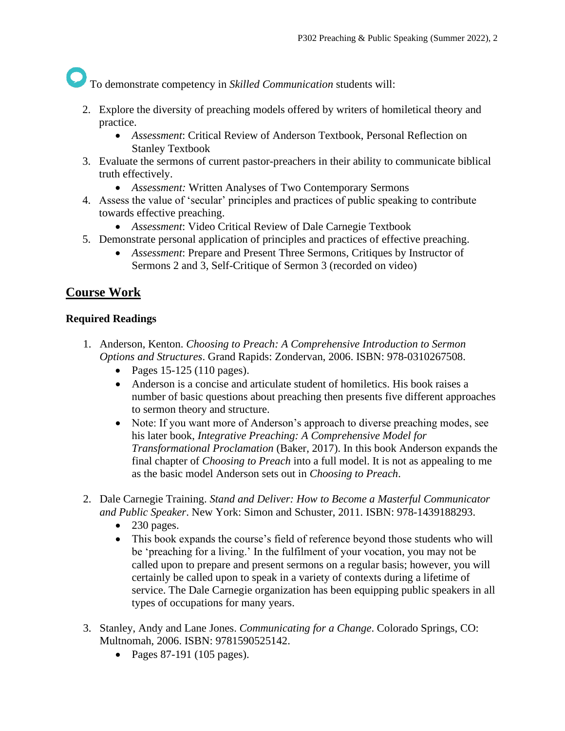To demonstrate competency in *Skilled Communication* students will:

2. Explore the diversity of preaching models offered by writers of homiletical theory and practice.
    - *Assessment*: Critical Review of Anderson Textbook, Personal Reflection on Stanley Textbook
3. Evaluate the sermons of current pastor-preachers in their ability to communicate biblical truth effectively.
    - *Assessment:* Written Analyses of Two Contemporary Sermons
4. Assess the value of 'secular' principles and practices of public speaking to contribute towards effective preaching.
    - *Assessment*: Video Critical Review of Dale Carnegie Textbook
5. Demonstrate personal application of principles and practices of effective preaching.
    - *Assessment*: Prepare and Present Three Sermons, Critiques by Instructor of Sermons 2 and 3, Self-Critique of Sermon 3 (recorded on video)

## Course Work

### Required Readings

1. Anderson, Kenton. *Choosing to Preach: A Comprehensive Introduction to Sermon Options and Structures*. Grand Rapids: Zondervan, 2006. ISBN: 978-0310267508.
    - Pages 15-125 (110 pages).
    - Anderson is a concise and articulate student of homiletics. His book raises a number of basic questions about preaching then presents five different approaches to sermon theory and structure.
    - Note: If you want more of Anderson's approach to diverse preaching modes, see his later book, *Integrative Preaching: A Comprehensive Model for Transformational Proclamation* (Baker, 2017). In this book Anderson expands the final chapter of *Choosing to Preach* into a full model. It is not as appealing to me as the basic model Anderson sets out in *Choosing to Preach*.

2. Dale Carnegie Training. *Stand and Deliver: How to Become a Masterful Communicator and Public Speaker*. New York: Simon and Schuster, 2011. ISBN: 978-1439188293.
    - 230 pages.
    - This book expands the course's field of reference beyond those students who will be 'preaching for a living.' In the fulfilment of your vocation, you may not be called upon to prepare and present sermons on a regular basis; however, you will certainly be called upon to speak in a variety of contexts during a lifetime of service. The Dale Carnegie organization has been equipping public speakers in all types of occupations for many years.

3. Stanley, Andy and Lane Jones. *Communicating for a Change*. Colorado Springs, CO: Multnomah, 2006. ISBN: 9781590525142.
    - Pages 87-191 (105 pages).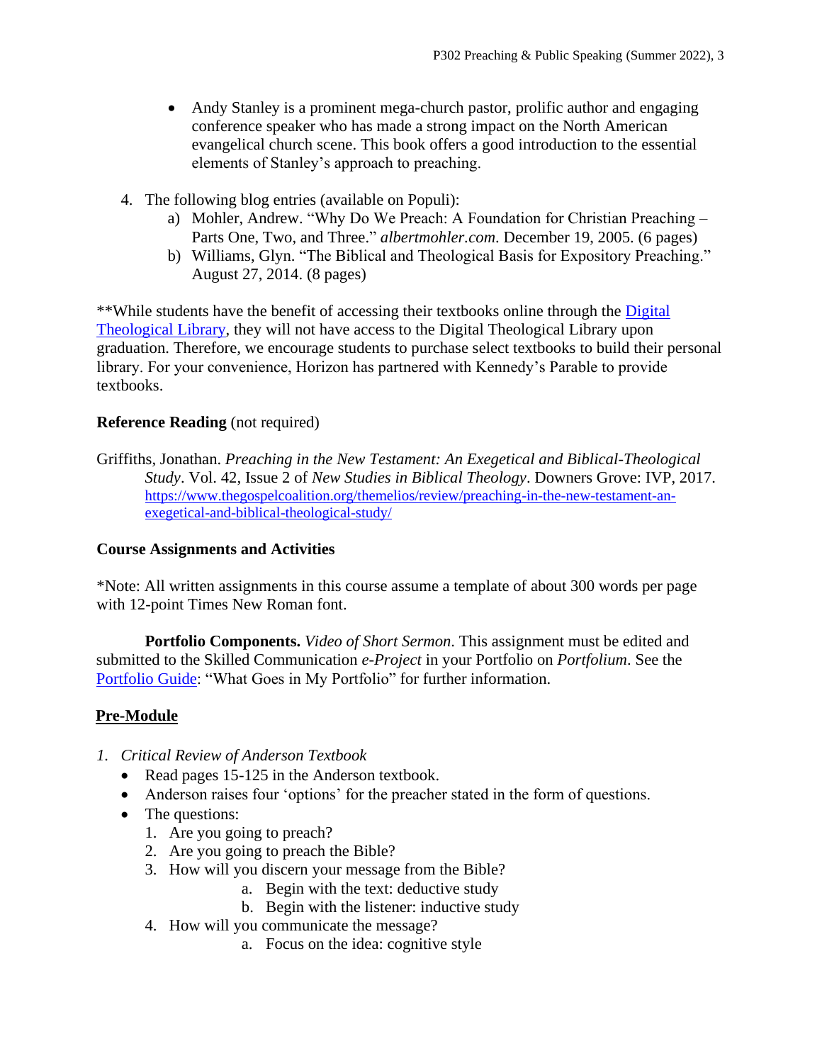- Andy Stanley is a prominent mega-church pastor, prolific author and engaging conference speaker who has made a strong impact on the North American evangelical church scene. This book offers a good introduction to the essential elements of Stanley's approach to preaching.

4. The following blog entries (available on Populi):
   a) Mohler, Andrew. "Why Do We Preach: A Foundation for Christian Preaching – Parts One, Two, and Three." *albertmohler.com*. December 19, 2005. (6 pages)
   b) Williams, Glyn. "The Biblical and Theological Basis for Expository Preaching." August 27, 2014. (8 pages)

**While students have the benefit of accessing their textbooks online through the Digital Theological Library, they will not have access to the Digital Theological Library upon graduation. Therefore, we encourage students to purchase select textbooks to build their personal library. For your convenience, Horizon has partnered with Kennedy's Parable to provide textbooks.

**Reference Reading** (not required)

Griffiths, Jonathan. *Preaching in the New Testament: An Exegetical and Biblical-Theological Study*. Vol. 42, Issue 2 of *New Studies in Biblical Theology*. Downers Grove: IVP, 2017. https://www.thegospelcoalition.org/themelios/review/preaching-in-the-new-testament-an-exegetical-and-biblical-theological-study/

**Course Assignments and Activities**

*Note: All written assignments in this course assume a template of about 300 words per page with 12-point Times New Roman font.

**Portfolio Components.** *Video of Short Sermon*. This assignment must be edited and submitted to the Skilled Communication *e-Project* in your Portfolio on *Portfolium*. See the Portfolio Guide: "What Goes in My Portfolio" for further information.

## Pre-Module

1. *Critical Review of Anderson Textbook*
   - Read pages 15-125 in the Anderson textbook.
   - Anderson raises four 'options' for the preacher stated in the form of questions.
   - The questions:
     1. Are you going to preach?
     2. Are you going to preach the Bible?
     3. How will you discern your message from the Bible?
        a. Begin with the text: deductive study
        b. Begin with the listener: inductive study
     4. How will you communicate the message?
        a. Focus on the idea: cognitive style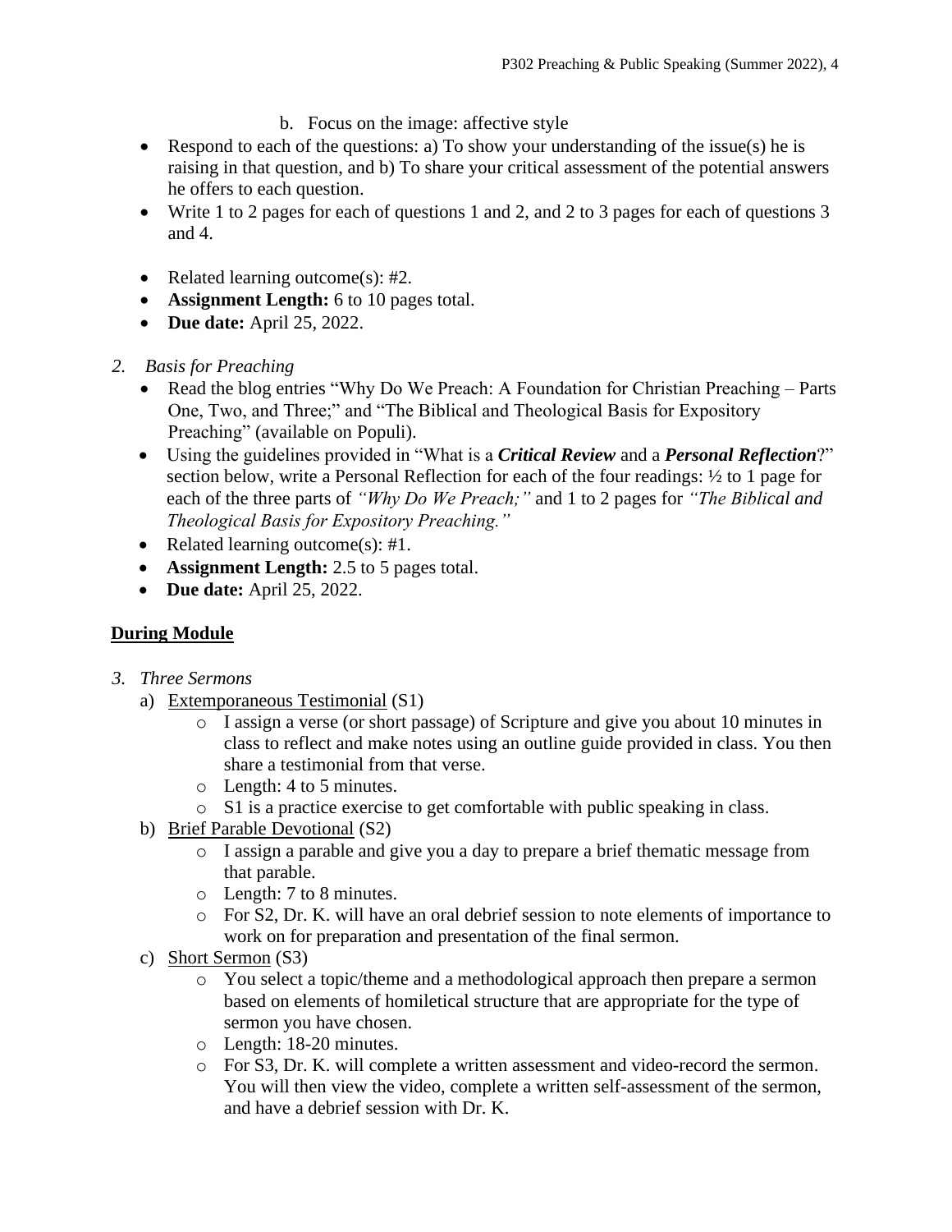b. Focus on the image: affective style

- Respond to each of the questions: a) To show your understanding of the issue(s) he is raising in that question, and b) To share your critical assessment of the potential answers he offers to each question.
- Write 1 to 2 pages for each of questions 1 and 2, and 2 to 3 pages for each of questions 3 and 4.

- Related learning outcome(s): #2.
- **Assignment Length:** 6 to 10 pages total.
- **Due date:** April 25, 2022.

2. *Basis for Preaching*
   - Read the blog entries "Why Do We Preach: A Foundation for Christian Preaching – Parts One, Two, and Three;" and "The Biblical and Theological Basis for Expository Preaching" (available on Populi).
   - Using the guidelines provided in "What is a ***Critical Review*** and a ***Personal Reflection***?" section below, write a Personal Reflection for each of the four readings: ½ to 1 page for each of the three parts of *"Why Do We Preach;"* and 1 to 2 pages for *"The Biblical and Theological Basis for Expository Preaching."*
   - Related learning outcome(s): #1.
   - **Assignment Length:** 2.5 to 5 pages total.
   - **Due date:** April 25, 2022.

**During Module**

3. *Three Sermons*
   a) Extemporaneous Testimonial (S1)
      - I assign a verse (or short passage) of Scripture and give you about 10 minutes in class to reflect and make notes using an outline guide provided in class. You then share a testimonial from that verse.
      - Length: 4 to 5 minutes.
      - S1 is a practice exercise to get comfortable with public speaking in class.
   
   b) Brief Parable Devotional (S2)
      - I assign a parable and give you a day to prepare a brief thematic message from that parable.
      - Length: 7 to 8 minutes.
      - For S2, Dr. K. will have an oral debrief session to note elements of importance to work on for preparation and presentation of the final sermon.
   
   c) Short Sermon (S3)
      - You select a topic/theme and a methodological approach then prepare a sermon based on elements of homiletical structure that are appropriate for the type of sermon you have chosen.
      - Length: 18-20 minutes.
      - For S3, Dr. K. will complete a written assessment and video-record the sermon. You will then view the video, complete a written self-assessment of the sermon, and have a debrief session with Dr. K.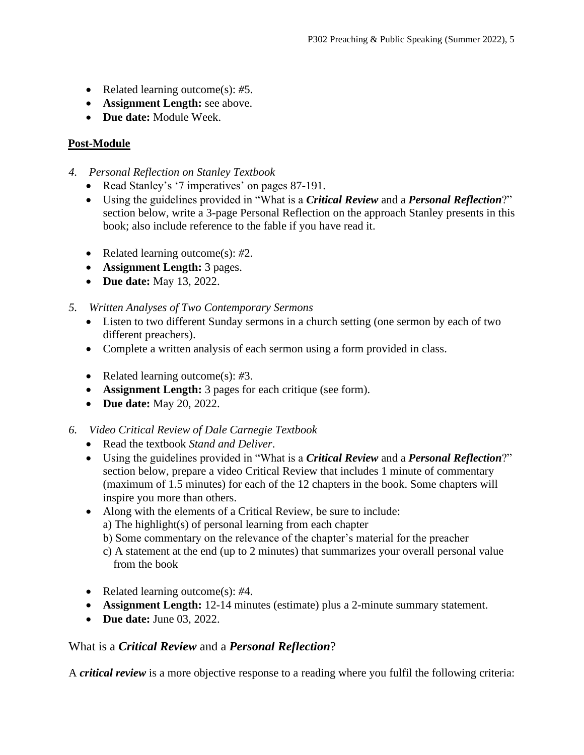- Related learning outcome(s): #5.
- **Assignment Length:** see above.
- **Due date:** Module Week.

## Post-Module

4. *Personal Reflection on Stanley Textbook*
   - Read Stanley's '7 imperatives' on pages 87-191.
   - Using the guidelines provided in "What is a ***Critical Review*** and a ***Personal Reflection***?" section below, write a 3-page Personal Reflection on the approach Stanley presents in this book; also include reference to the fable if you have read it.

   - Related learning outcome(s): #2.
   - **Assignment Length:** 3 pages.
   - **Due date:** May 13, 2022.

5. *Written Analyses of Two Contemporary Sermons*
   - Listen to two different Sunday sermons in a church setting (one sermon by each of two different preachers).
   - Complete a written analysis of each sermon using a form provided in class.

   - Related learning outcome(s): #3.
   - **Assignment Length:** 3 pages for each critique (see form).
   - **Due date:** May 20, 2022.

6. *Video Critical Review of Dale Carnegie Textbook*
   - Read the textbook *Stand and Deliver*.
   - Using the guidelines provided in "What is a ***Critical Review*** and a ***Personal Reflection***?" section below, prepare a video Critical Review that includes 1 minute of commentary (maximum of 1.5 minutes) for each of the 12 chapters in the book. Some chapters will inspire you more than others.
   - Along with the elements of a Critical Review, be sure to include:
     a) The highlight(s) of personal learning from each chapter
     b) Some commentary on the relevance of the chapter's material for the preacher
     c) A statement at the end (up to 2 minutes) that summarizes your overall personal value from the book

   - Related learning outcome(s): #4.
   - **Assignment Length:** 12-14 minutes (estimate) plus a 2-minute summary statement.
   - **Due date:** June 03, 2022.

## What is a ***Critical Review*** and a ***Personal Reflection***?

A ***critical review*** is a more objective response to a reading where you fulfil the following criteria: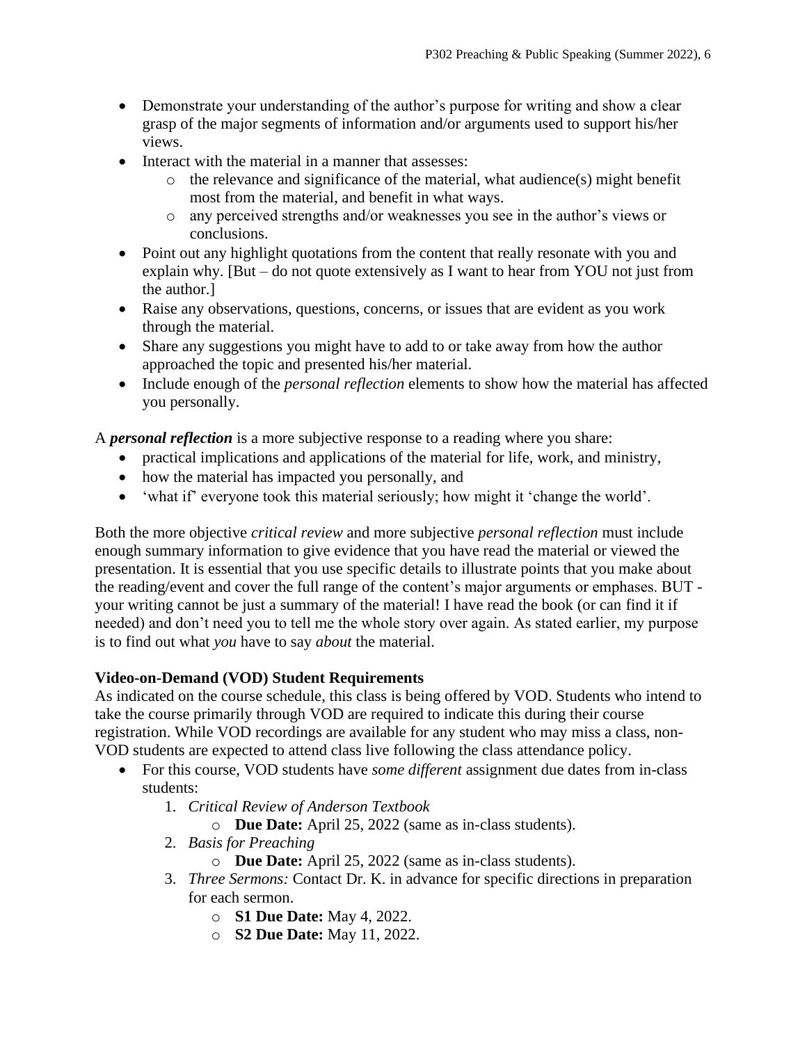- Demonstrate your understanding of the author's purpose for writing and show a clear grasp of the major segments of information and/or arguments used to support his/her views.
- Interact with the material in a manner that assesses:
    - the relevance and significance of the material, what audience(s) might benefit most from the material, and benefit in what ways.
    - any perceived strengths and/or weaknesses you see in the author's views or conclusions.
- Point out any highlight quotations from the content that really resonate with you and explain why. [But – do not quote extensively as I want to hear from YOU not just from the author.]
- Raise any observations, questions, concerns, or issues that are evident as you work through the material.
- Share any suggestions you might have to add to or take away from how the author approached the topic and presented his/her material.
- Include enough of the *personal reflection* elements to show how the material has affected you personally.

A ***personal reflection*** is a more subjective response to a reading where you share:

- practical implications and applications of the material for life, work, and ministry,
- how the material has impacted you personally, and
- 'what if' everyone took this material seriously; how might it 'change the world'.

Both the more objective *critical review* and more subjective *personal reflection* must include enough summary information to give evidence that you have read the material or viewed the presentation. It is essential that you use specific details to illustrate points that you make about the reading/event and cover the full range of the content's major arguments or emphases. BUT - your writing cannot be just a summary of the material! I have read the book (or can find it if needed) and don't need you to tell me the whole story over again. As stated earlier, my purpose is to find out what *you* have to say *about* the material.

**Video-on-Demand (VOD) Student Requirements**

As indicated on the course schedule, this class is being offered by VOD. Students who intend to take the course primarily through VOD are required to indicate this during their course registration. While VOD recordings are available for any student who may miss a class, non-VOD students are expected to attend class live following the class attendance policy.

- For this course, VOD students have *some different* assignment due dates from in-class students:
    1. *Critical Review of Anderson Textbook*
        - **Due Date:** April 25, 2022 (same as in-class students).
    2. *Basis for Preaching*
        - **Due Date:** April 25, 2022 (same as in-class students).
    3. *Three Sermons:* Contact Dr. K. in advance for specific directions in preparation for each sermon.
        - **S1 Due Date:** May 4, 2022.
        - **S2 Due Date:** May 11, 2022.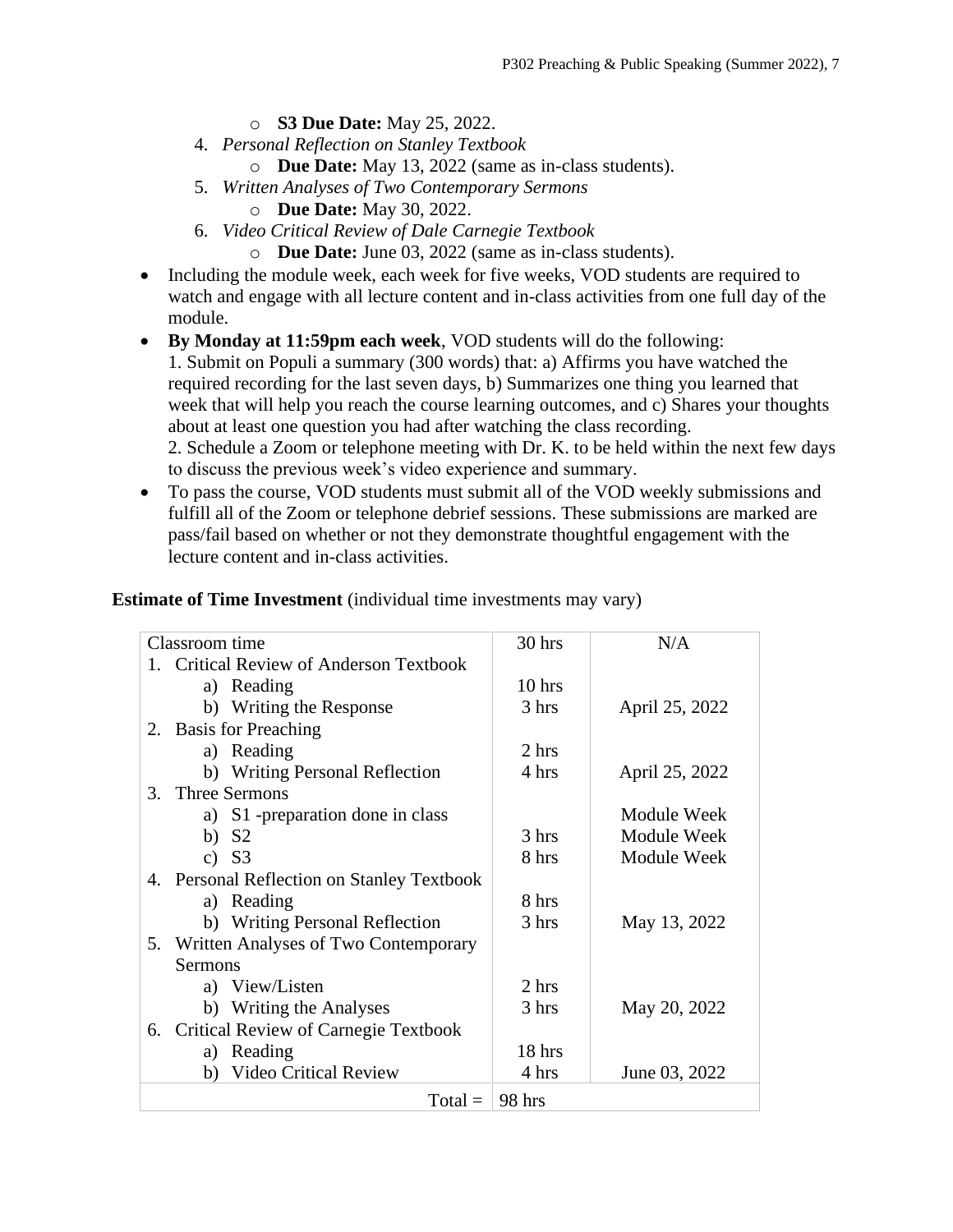- **S3 Due Date:** May 25, 2022.

4. *Personal Reflection on Stanley Textbook*
    - **Due Date:** May 13, 2022 (same as in-class students).
5. *Written Analyses of Two Contemporary Sermons*
    - **Due Date:** May 30, 2022.
6. *Video Critical Review of Dale Carnegie Textbook*
    - **Due Date:** June 03, 2022 (same as in-class students).

- Including the module week, each week for five weeks, VOD students are required to watch and engage with all lecture content and in-class activities from one full day of the module.
- **By Monday at 11:59pm each week**, VOD students will do the following:
  1. Submit on Populi a summary (300 words) that: a) Affirms you have watched the required recording for the last seven days, b) Summarizes one thing you learned that week that will help you reach the course learning outcomes, and c) Shares your thoughts about at least one question you had after watching the class recording.
  2. Schedule a Zoom or telephone meeting with Dr. K. to be held within the next few days to discuss the previous week's video experience and summary.
- To pass the course, VOD students must submit all of the VOD weekly submissions and fulfill all of the Zoom or telephone debrief sessions. These submissions are marked are pass/fail based on whether or not they demonstrate thoughtful engagement with the lecture content and in-class activities.

**Estimate of Time Investment** (individual time investments may vary)

| | | |
|---|---|---|
| Classroom time | 30 hrs | N/A |
| 1. Critical Review of Anderson Textbook | | |
| a) Reading | 10 hrs | |
| b) Writing the Response | 3 hrs | April 25, 2022 |
| 2. Basis for Preaching | | |
| a) Reading | 2 hrs | |
| b) Writing Personal Reflection | 4 hrs | April 25, 2022 |
| 3. Three Sermons | | |
| a) S1 -preparation done in class | | Module Week |
| b) S2 | 3 hrs | Module Week |
| c) S3 | 8 hrs | Module Week |
| 4. Personal Reflection on Stanley Textbook | | |
| a) Reading | 8 hrs | |
| b) Writing Personal Reflection | 3 hrs | May 13, 2022 |
| 5. Written Analyses of Two Contemporary Sermons | | |
| a) View/Listen | 2 hrs | |
| b) Writing the Analyses | 3 hrs | May 20, 2022 |
| 6. Critical Review of Carnegie Textbook | | |
| a) Reading | 18 hrs | |
| b) Video Critical Review | 4 hrs | June 03, 2022 |
| Total = | 98 hrs | |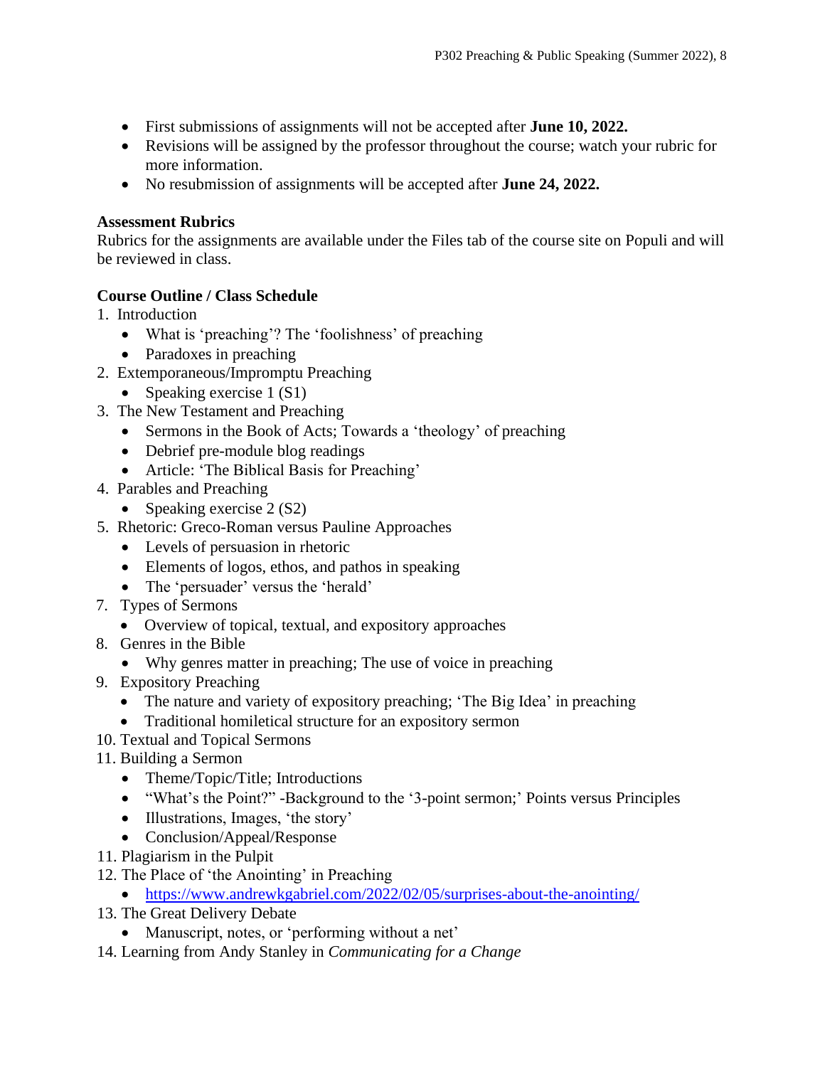- First submissions of assignments will not be accepted after **June 10, 2022.**
- Revisions will be assigned by the professor throughout the course; watch your rubric for more information.
- No resubmission of assignments will be accepted after **June 24, 2022.**

**Assessment Rubrics**
Rubrics for the assignments are available under the Files tab of the course site on Populi and will be reviewed in class.

**Course Outline / Class Schedule**

1. Introduction
   - What is 'preaching'? The 'foolishness' of preaching
   - Paradoxes in preaching
2. Extemporaneous/Impromptu Preaching
   - Speaking exercise 1 (S1)
3. The New Testament and Preaching
   - Sermons in the Book of Acts; Towards a 'theology' of preaching
   - Debrief pre-module blog readings
   - Article: 'The Biblical Basis for Preaching'
4. Parables and Preaching
   - Speaking exercise 2 (S2)
5. Rhetoric: Greco-Roman versus Pauline Approaches
   - Levels of persuasion in rhetoric
   - Elements of logos, ethos, and pathos in speaking
   - The 'persuader' versus the 'herald'

7. Types of Sermons
   - Overview of topical, textual, and expository approaches
8. Genres in the Bible
   - Why genres matter in preaching; The use of voice in preaching
9. Expository Preaching
   - The nature and variety of expository preaching; 'The Big Idea' in preaching
   - Traditional homiletical structure for an expository sermon
10. Textual and Topical Sermons
11. Building a Sermon
    - Theme/Topic/Title; Introductions
    - "What's the Point?" -Background to the '3-point sermon;' Points versus Principles
    - Illustrations, Images, 'the story'
    - Conclusion/Appeal/Response

11. Plagiarism in the Pulpit
12. The Place of 'the Anointing' in Preaching
    - https://www.andrewkgabriel.com/2022/02/05/surprises-about-the-anointing/
13. The Great Delivery Debate
    - Manuscript, notes, or 'performing without a net'
14. Learning from Andy Stanley in *Communicating for a Change*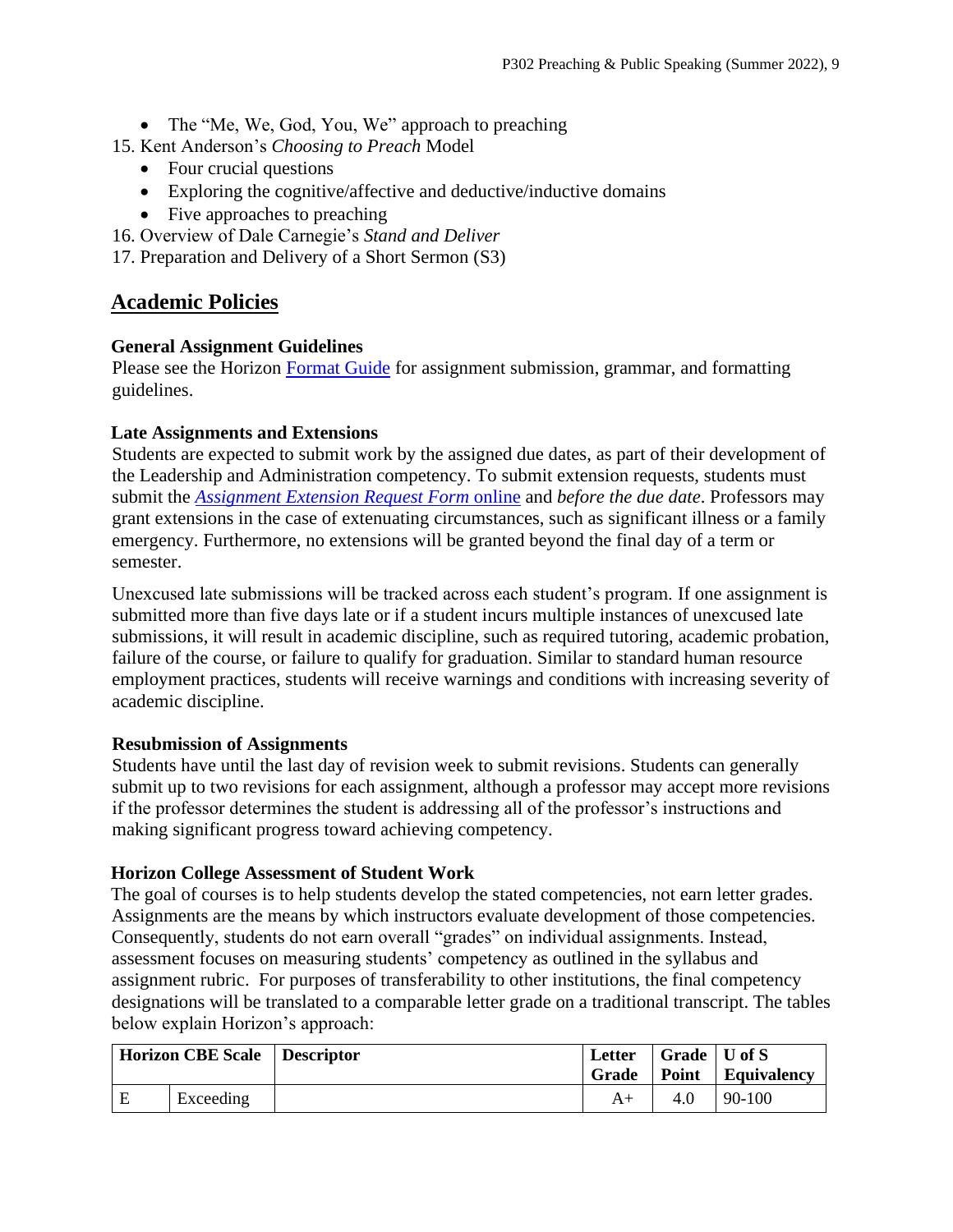- The "Me, We, God, You, We" approach to preaching

15. Kent Anderson's *Choosing to Preach* Model
    - Four crucial questions
    - Exploring the cognitive/affective and deductive/inductive domains
    - Five approaches to preaching
16. Overview of Dale Carnegie's *Stand and Deliver*
17. Preparation and Delivery of a Short Sermon (S3)

## Academic Policies

### General Assignment Guidelines

Please see the Horizon Format Guide for assignment submission, grammar, and formatting guidelines.

### Late Assignments and Extensions

Students are expected to submit work by the assigned due dates, as part of their development of the Leadership and Administration competency. To submit extension requests, students must submit the *Assignment Extension Request Form* online and *before the due date*. Professors may grant extensions in the case of extenuating circumstances, such as significant illness or a family emergency. Furthermore, no extensions will be granted beyond the final day of a term or semester.

Unexcused late submissions will be tracked across each student's program. If one assignment is submitted more than five days late or if a student incurs multiple instances of unexcused late submissions, it will result in academic discipline, such as required tutoring, academic probation, failure of the course, or failure to qualify for graduation. Similar to standard human resource employment practices, students will receive warnings and conditions with increasing severity of academic discipline.

### Resubmission of Assignments

Students have until the last day of revision week to submit revisions. Students can generally submit up to two revisions for each assignment, although a professor may accept more revisions if the professor determines the student is addressing all of the professor's instructions and making significant progress toward achieving competency.

### Horizon College Assessment of Student Work

The goal of courses is to help students develop the stated competencies, not earn letter grades. Assignments are the means by which instructors evaluate development of those competencies. Consequently, students do not earn overall "grades" on individual assignments. Instead, assessment focuses on measuring students' competency as outlined in the syllabus and assignment rubric. For purposes of transferability to other institutions, the final competency designations will be translated to a comparable letter grade on a traditional transcript. The tables below explain Horizon's approach:

| Horizon CBE Scale | | Descriptor | Letter Grade | Grade Point | U of S Equivalency |
|---|---|---|---|---|---|
| E | Exceeding | | A+ | 4.0 | 90-100 |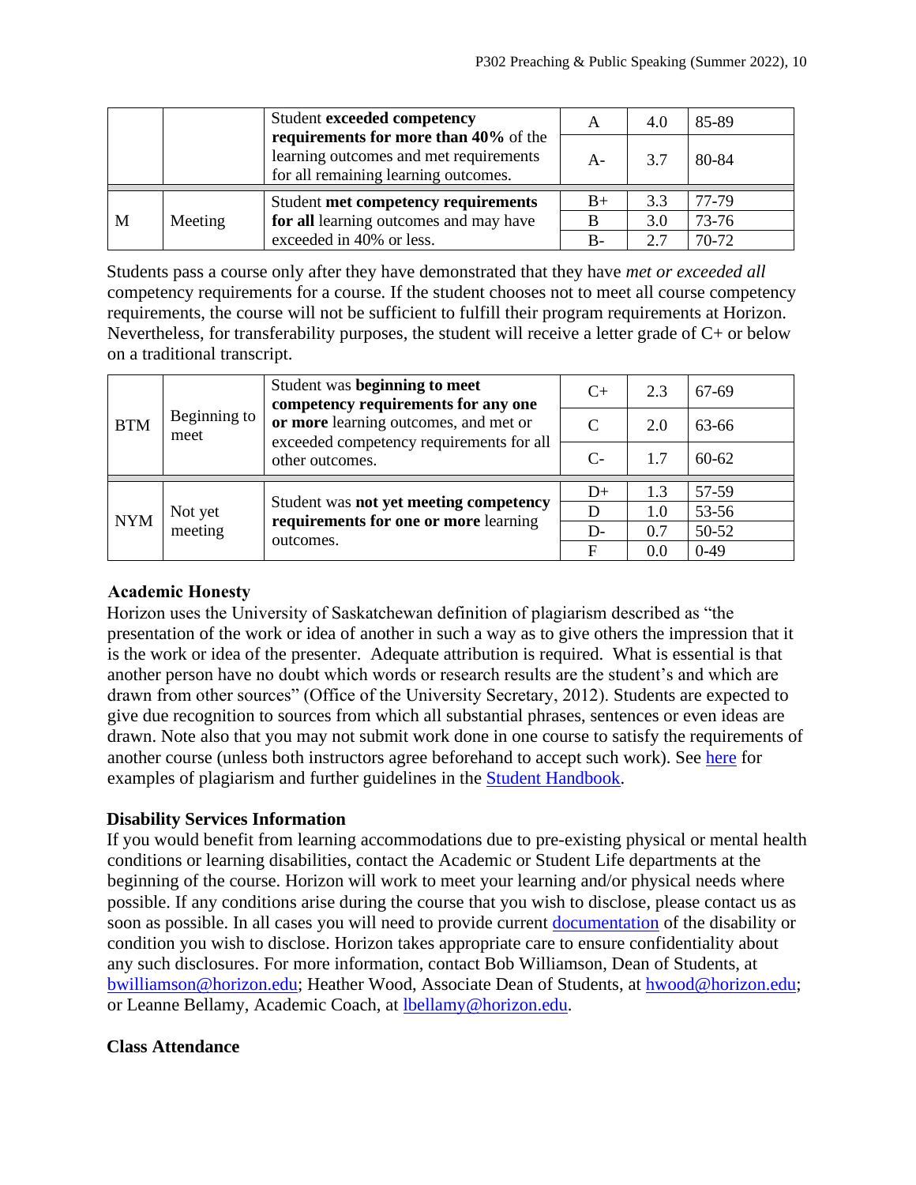| | | Student **exceeded competency requirements for more than 40%** of the learning outcomes and met requirements for all remaining learning outcomes. | A | 4.0 | 85-89 |
|---|---|---|---|---|---|
| | | | A- | 3.7 | 80-84 |
| M | Meeting | Student **met competency requirements for all** learning outcomes and may have exceeded in 40% or less. | B+ | 3.3 | 77-79 |
| | | | B | 3.0 | 73-76 |
| | | | B- | 2.7 | 70-72 |

Students pass a course only after they have demonstrated that they have *met or exceeded all* competency requirements for a course. If the student chooses not to meet all course competency requirements, the course will not be sufficient to fulfill their program requirements at Horizon. Nevertheless, for transferability purposes, the student will receive a letter grade of C+ or below on a traditional transcript.

| BTM | Beginning to meet | Student was **beginning to meet competency requirements for any one or more** learning outcomes, and met or exceeded competency requirements for all other outcomes. | C+ | 2.3 | 67-69 |
|---|---|---|---|---|---|
| | | | C | 2.0 | 63-66 |
| | | | C- | 1.7 | 60-62 |
| NYM | Not yet meeting | Student was **not yet meeting competency requirements for one or more** learning outcomes. | D+ | 1.3 | 57-59 |
| | | | D | 1.0 | 53-56 |
| | | | D- | 0.7 | 50-52 |
| | | | F | 0.0 | 0-49 |

### Academic Honesty

Horizon uses the University of Saskatchewan definition of plagiarism described as "the presentation of the work or idea of another in such a way as to give others the impression that it is the work or idea of the presenter. Adequate attribution is required. What is essential is that another person have no doubt which words or research results are the student's and which are drawn from other sources" (Office of the University Secretary, 2012). Students are expected to give due recognition to sources from which all substantial phrases, sentences or even ideas are drawn. Note also that you may not submit work done in one course to satisfy the requirements of another course (unless both instructors agree beforehand to accept such work). See here for examples of plagiarism and further guidelines in the Student Handbook.

### Disability Services Information

If you would benefit from learning accommodations due to pre-existing physical or mental health conditions or learning disabilities, contact the Academic or Student Life departments at the beginning of the course. Horizon will work to meet your learning and/or physical needs where possible. If any conditions arise during the course that you wish to disclose, please contact us as soon as possible. In all cases you will need to provide current documentation of the disability or condition you wish to disclose. Horizon takes appropriate care to ensure confidentiality about any such disclosures. For more information, contact Bob Williamson, Dean of Students, at bwilliamson@horizon.edu; Heather Wood, Associate Dean of Students, at hwood@horizon.edu; or Leanne Bellamy, Academic Coach, at lbellamy@horizon.edu.

### Class Attendance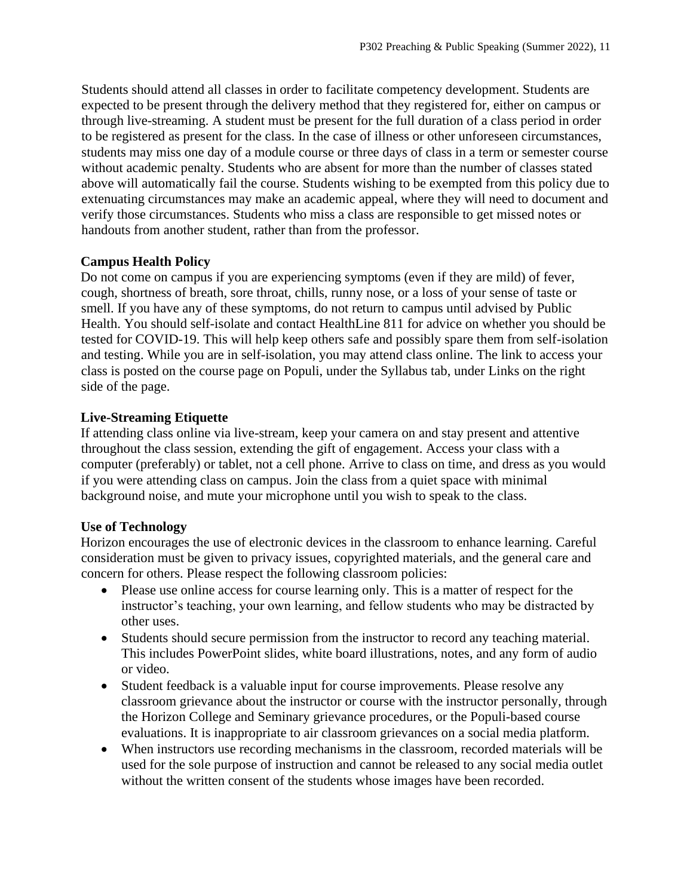Students should attend all classes in order to facilitate competency development. Students are expected to be present through the delivery method that they registered for, either on campus or through live-streaming. A student must be present for the full duration of a class period in order to be registered as present for the class. In the case of illness or other unforeseen circumstances, students may miss one day of a module course or three days of class in a term or semester course without academic penalty. Students who are absent for more than the number of classes stated above will automatically fail the course. Students wishing to be exempted from this policy due to extenuating circumstances may make an academic appeal, where they will need to document and verify those circumstances. Students who miss a class are responsible to get missed notes or handouts from another student, rather than from the professor.

**Campus Health Policy**

Do not come on campus if you are experiencing symptoms (even if they are mild) of fever, cough, shortness of breath, sore throat, chills, runny nose, or a loss of your sense of taste or smell. If you have any of these symptoms, do not return to campus until advised by Public Health. You should self-isolate and contact HealthLine 811 for advice on whether you should be tested for COVID-19. This will help keep others safe and possibly spare them from self-isolation and testing. While you are in self-isolation, you may attend class online. The link to access your class is posted on the course page on Populi, under the Syllabus tab, under Links on the right side of the page.

**Live-Streaming Etiquette**

If attending class online via live-stream, keep your camera on and stay present and attentive throughout the class session, extending the gift of engagement. Access your class with a computer (preferably) or tablet, not a cell phone. Arrive to class on time, and dress as you would if you were attending class on campus. Join the class from a quiet space with minimal background noise, and mute your microphone until you wish to speak to the class.

**Use of Technology**

Horizon encourages the use of electronic devices in the classroom to enhance learning. Careful consideration must be given to privacy issues, copyrighted materials, and the general care and concern for others. Please respect the following classroom policies:

- Please use online access for course learning only. This is a matter of respect for the instructor's teaching, your own learning, and fellow students who may be distracted by other uses.
- Students should secure permission from the instructor to record any teaching material. This includes PowerPoint slides, white board illustrations, notes, and any form of audio or video.
- Student feedback is a valuable input for course improvements. Please resolve any classroom grievance about the instructor or course with the instructor personally, through the Horizon College and Seminary grievance procedures, or the Populi-based course evaluations. It is inappropriate to air classroom grievances on a social media platform.
- When instructors use recording mechanisms in the classroom, recorded materials will be used for the sole purpose of instruction and cannot be released to any social media outlet without the written consent of the students whose images have been recorded.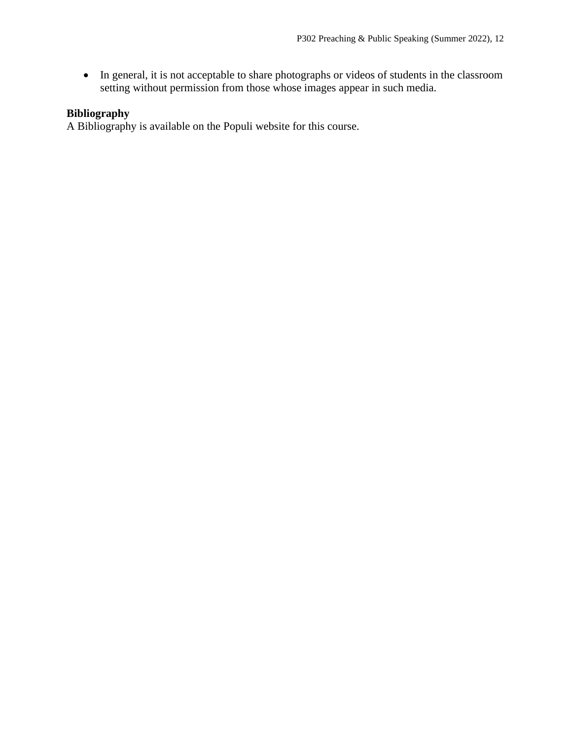- In general, it is not acceptable to share photographs or videos of students in the classroom setting without permission from those whose images appear in such media.

**Bibliography**
A Bibliography is available on the Populi website for this course.